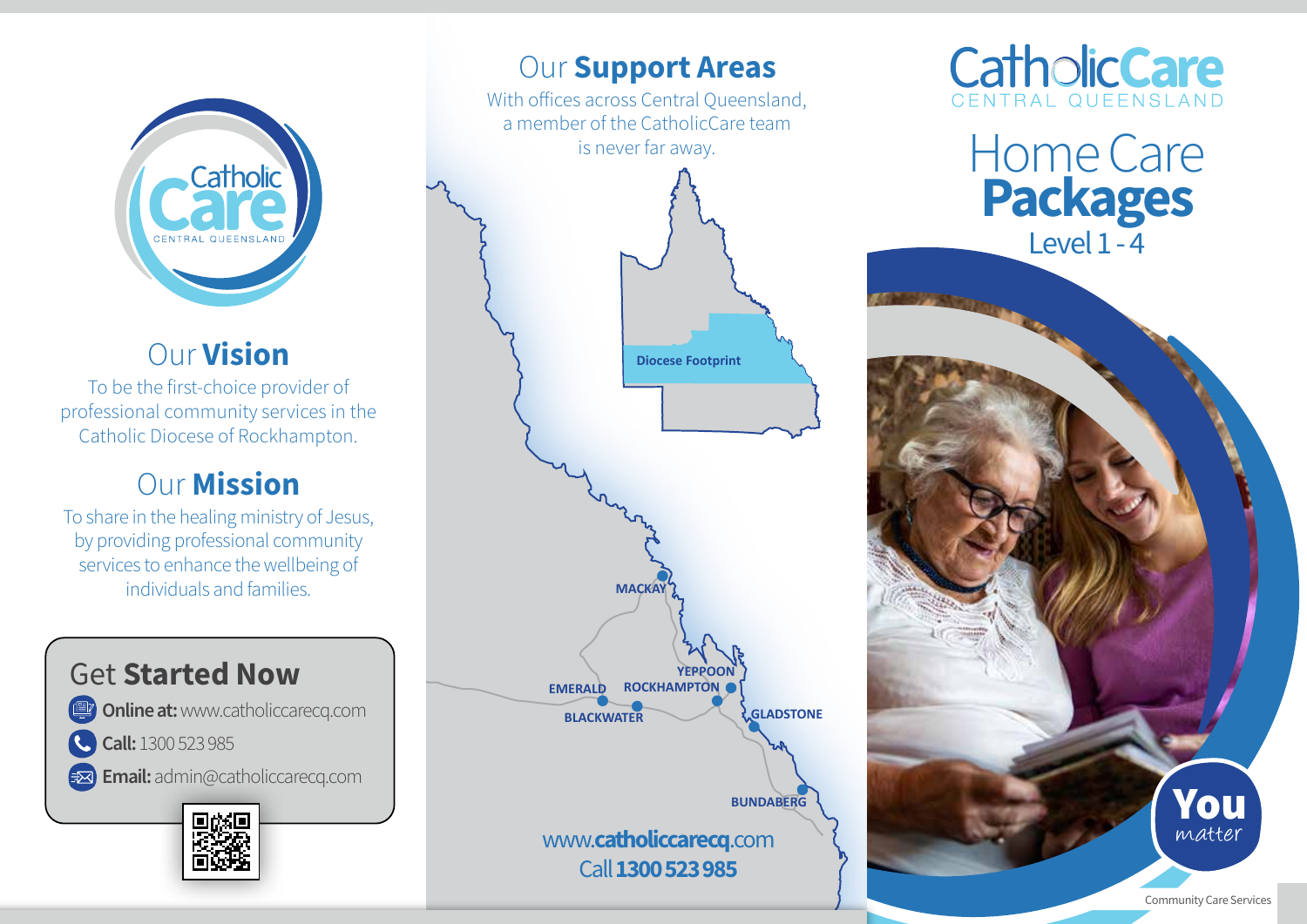## Our **Vision**

To be the first-choice provider of professional community services in the Catholic Diocese of Rockhampton.

## Our **Mission**

To share in the healing ministry of Jesus, by providing professional community services to enhance the wellbeing of individuals and families.

## Get **Started Now**

- **Online at:** www.catholiccarecq.com
- **Call:** 1300 523 985
- **Email:** admin@catholiccarecq.com

## Our **Support Areas**

With offices across Central Queensland, a member of the CatholicCare team is never far away.

Diocese Footprint

MACKAY
YEPPOON
EMERALD
ROCKHAMPTON
BLACKWATER
GLADSTONE
BUNDABERG

www.**catholiccarecq**.com
Call **1300 523 985**

CatholicCare CENTRAL QUEENSLAND

# Home Care **Packages**

Level 1 - 4

**You** *matter*

Community Care Services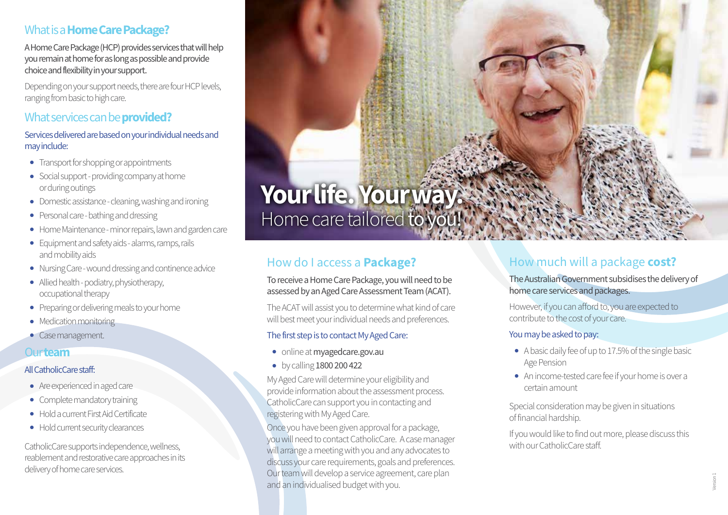## What is a **Home Care Package?**

A Home Care Package (HCP) provides services that will help you remain at home for as long as possible and provide choice and flexibility in your support.

Depending on your support needs, there are four HCP levels, ranging from basic to high care.

## What services can be **provided?**

Services delivered are based on your individual needs and may include:

- Transport for shopping or appointments
- Social support - providing company at home or during outings
- Domestic assistance - cleaning, washing and ironing
- Personal care - bathing and dressing
- Home Maintenance - minor repairs, lawn and garden care
- Equipment and safety aids - alarms, ramps, rails and mobility aids
- Nursing Care - wound dressing and continence advice
- Allied health - podiatry, physiotherapy, occupational therapy
- Preparing or delivering meals to your home
- Medication monitoring
- Case management.

## Our **team**

All CatholicCare staff:

- Are experienced in aged care
- Complete mandatory training
- Hold a current First Aid Certificate
- Hold current security clearances

CatholicCare supports independence, wellness, reablement and restorative care approaches in its delivery of home care services.

# Your life. Your way.

Home care tailored to you!

## How do I access a **Package?**

To receive a Home Care Package, you will need to be assessed by an Aged Care Assessment Team (ACAT).

The ACAT will assist you to determine what kind of care will best meet your individual needs and preferences.

The first step is to contact My Aged Care:

- online at myagedcare.gov.au
- by calling 1800 200 422

My Aged Care will determine your eligibility and provide information about the assessment process. CatholicCare can support you in contacting and registering with My Aged Care.

Once you have been given approval for a package, you will need to contact CatholicCare. A case manager will arrange a meeting with you and any advocates to discuss your care requirements, goals and preferences. Our team will develop a service agreement, care plan and an individualised budget with you.

## How much will a package **cost?**

The Australian Government subsidises the delivery of home care services and packages.

However, if you can afford to, you are expected to contribute to the cost of your care.

You may be asked to pay:

- A basic daily fee of up to 17.5% of the single basic Age Pension
- An income-tested care fee if your home is over a certain amount

Special consideration may be given in situations of financial hardship.

If you would like to find out more, please discuss this with our CatholicCare staff.

Version 1